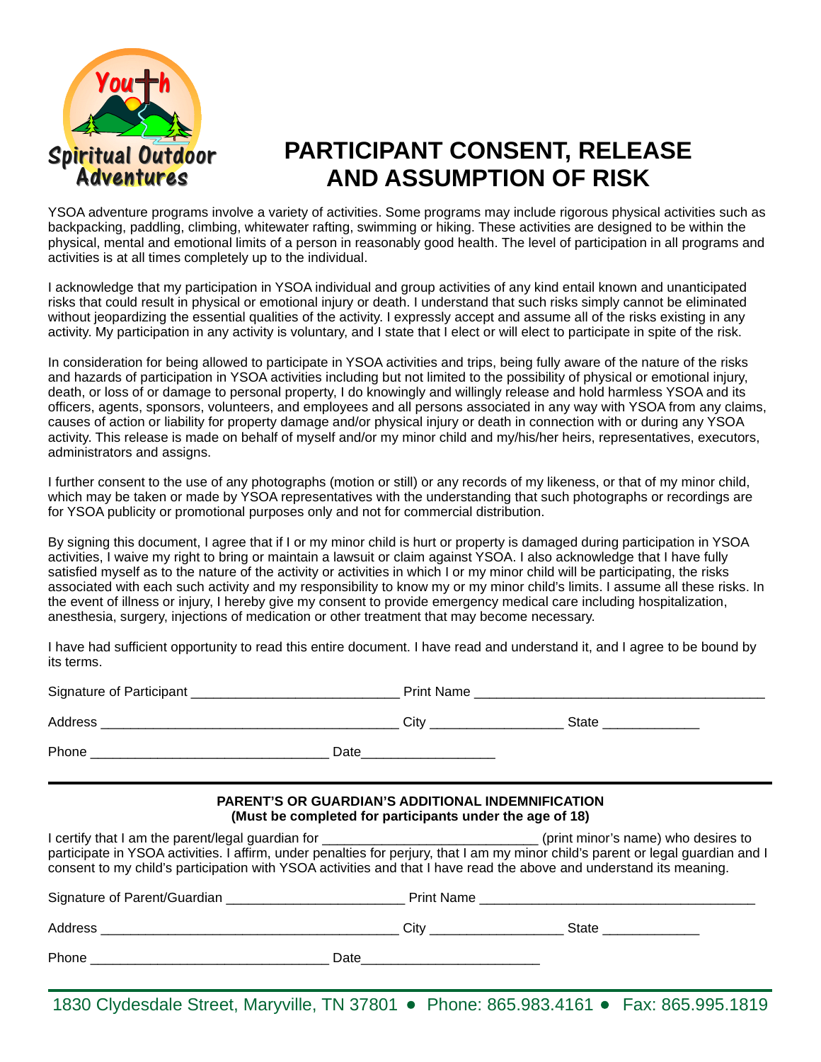Youth Spiritual Outdoor Adventures

# PARTICIPANT CONSENT, RELEASE AND ASSUMPTION OF RISK

YSOA adventure programs involve a variety of activities. Some programs may include rigorous physical activities such as backpacking, paddling, climbing, whitewater rafting, swimming or hiking. These activities are designed to be within the physical, mental and emotional limits of a person in reasonably good health. The level of participation in all programs and activities is at all times completely up to the individual.

I acknowledge that my participation in YSOA individual and group activities of any kind entail known and unanticipated risks that could result in physical or emotional injury or death. I understand that such risks simply cannot be eliminated without jeopardizing the essential qualities of the activity. I expressly accept and assume all of the risks existing in any activity. My participation in any activity is voluntary, and I state that I elect or will elect to participate in spite of the risk.

In consideration for being allowed to participate in YSOA activities and trips, being fully aware of the nature of the risks and hazards of participation in YSOA activities including but not limited to the possibility of physical or emotional injury, death, or loss of or damage to personal property, I do knowingly and willingly release and hold harmless YSOA and its officers, agents, sponsors, volunteers, and employees and all persons associated in any way with YSOA from any claims, causes of action or liability for property damage and/or physical injury or death in connection with or during any YSOA activity. This release is made on behalf of myself and/or my minor child and my/his/her heirs, representatives, executors, administrators and assigns.

I further consent to the use of any photographs (motion or still) or any records of my likeness, or that of my minor child, which may be taken or made by YSOA representatives with the understanding that such photographs or recordings are for YSOA publicity or promotional purposes only and not for commercial distribution.

By signing this document, I agree that if I or my minor child is hurt or property is damaged during participation in YSOA activities, I waive my right to bring or maintain a lawsuit or claim against YSOA. I also acknowledge that I have fully satisfied myself as to the nature of the activity or activities in which I or my minor child will be participating, the risks associated with each such activity and my responsibility to know my or my minor child's limits. I assume all these risks. In the event of illness or injury, I hereby give my consent to provide emergency medical care including hospitalization, anesthesia, surgery, injections of medication or other treatment that may become necessary.

I have had sufficient opportunity to read this entire document. I have read and understand it, and I agree to be bound by its terms.

Signature of Participant ___________________________ Print Name ______________________________________

Address _______________________________________ City _________________ State ____________

Phone _______________________________ Date_________________

---

**PARENT'S OR GUARDIAN'S ADDITIONAL INDEMNIFICATION**
**(Must be completed for participants under the age of 18)**

I certify that I am the parent/legal guardian for ____________________________ (print minor's name) who desires to participate in YSOA activities. I affirm, under penalties for perjury, that I am my minor child's parent or legal guardian and I consent to my child's participation with YSOA activities and that I have read the above and understand its meaning.

Signature of Parent/Guardian _______________________ Print Name ___________________________________

Address _______________________________________ City _________________ State ____________

Phone _______________________________ Date_______________________

1830 Clydesdale Street, Maryville, TN 37801 • Phone: 865.983.4161 • Fax: 865.995.1819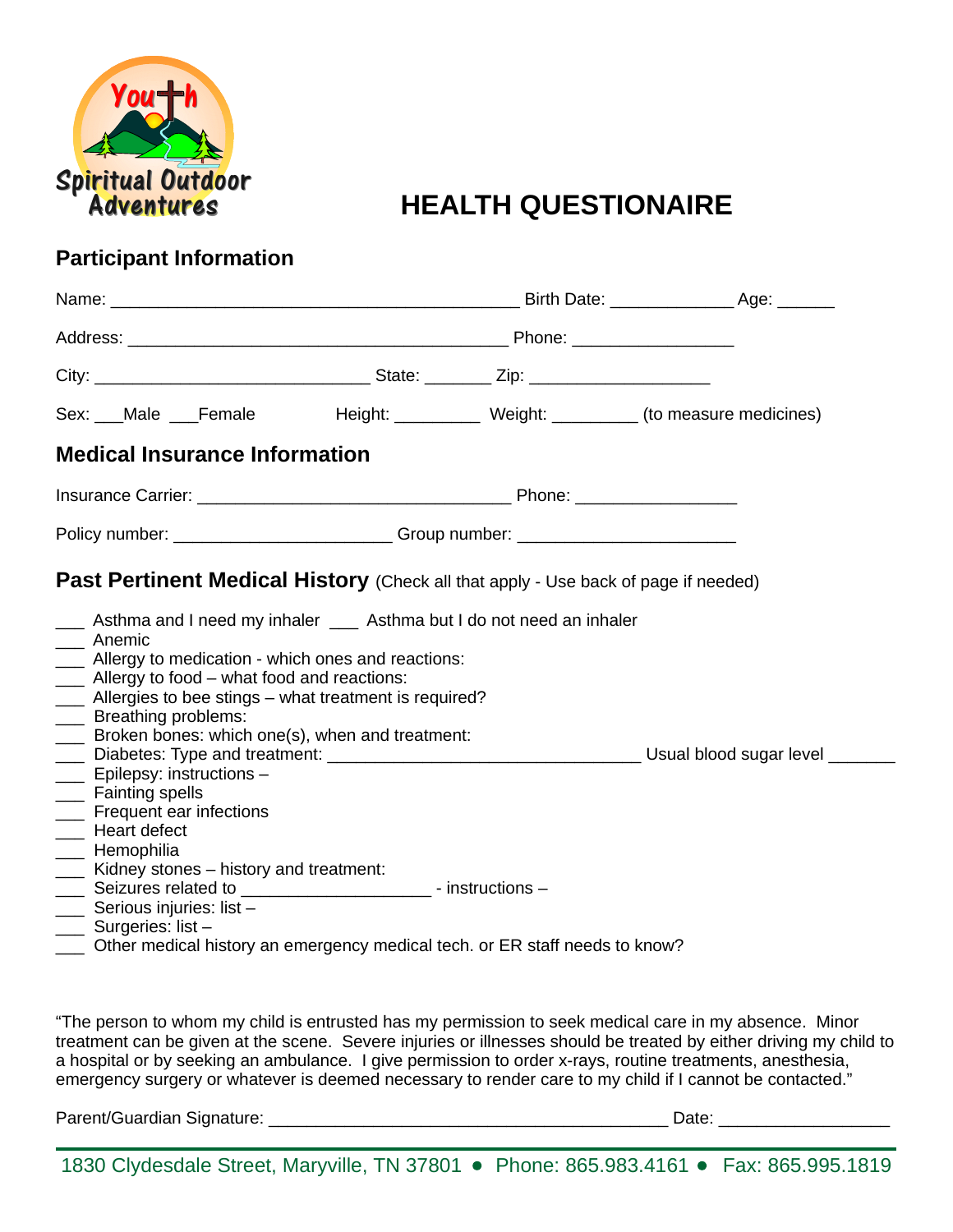Youth Spiritual Outdoor Adventures

# HEALTH QUESTIONAIRE

## Participant Information

Name: ___________________________________________ Birth Date: _____________ Age: ______

Address: ________________________________________ Phone: _________________

City: _____________________________ State: _______ Zip: ___________________

Sex: ___Male ___Female Height: _________ Weight: _________ (to measure medicines)

## Medical Insurance Information

Insurance Carrier: _________________________________ Phone: _________________

Policy number: _______________________ Group number: _______________________

## Past Pertinent Medical History (Check all that apply - Use back of page if needed)

___ Asthma and I need my inhaler ___ Asthma but I do not need an inhaler
___ Anemic
___ Allergy to medication - which ones and reactions:
___ Allergy to food – what food and reactions:
___ Allergies to bee stings – what treatment is required?
___ Breathing problems:
___ Broken bones: which one(s), when and treatment:
___ Diabetes: Type and treatment: _________________________________ Usual blood sugar level _______
___ Epilepsy: instructions –
___ Fainting spells
___ Frequent ear infections
___ Heart defect
___ Hemophilia
___ Kidney stones – history and treatment:
___ Seizures related to ____________________ - instructions –
___ Serious injuries: list –
___ Surgeries: list –
___ Other medical history an emergency medical tech. or ER staff needs to know?

"The person to whom my child is entrusted has my permission to seek medical care in my absence. Minor treatment can be given at the scene. Severe injuries or illnesses should be treated by either driving my child to a hospital or by seeking an ambulance. I give permission to order x-rays, routine treatments, anesthesia, emergency surgery or whatever is deemed necessary to render care to my child if I cannot be contacted."

Parent/Guardian Signature: __________________________________________ Date: __________________

1830 Clydesdale Street, Maryville, TN 37801 • Phone: 865.983.4161 • Fax: 865.995.1819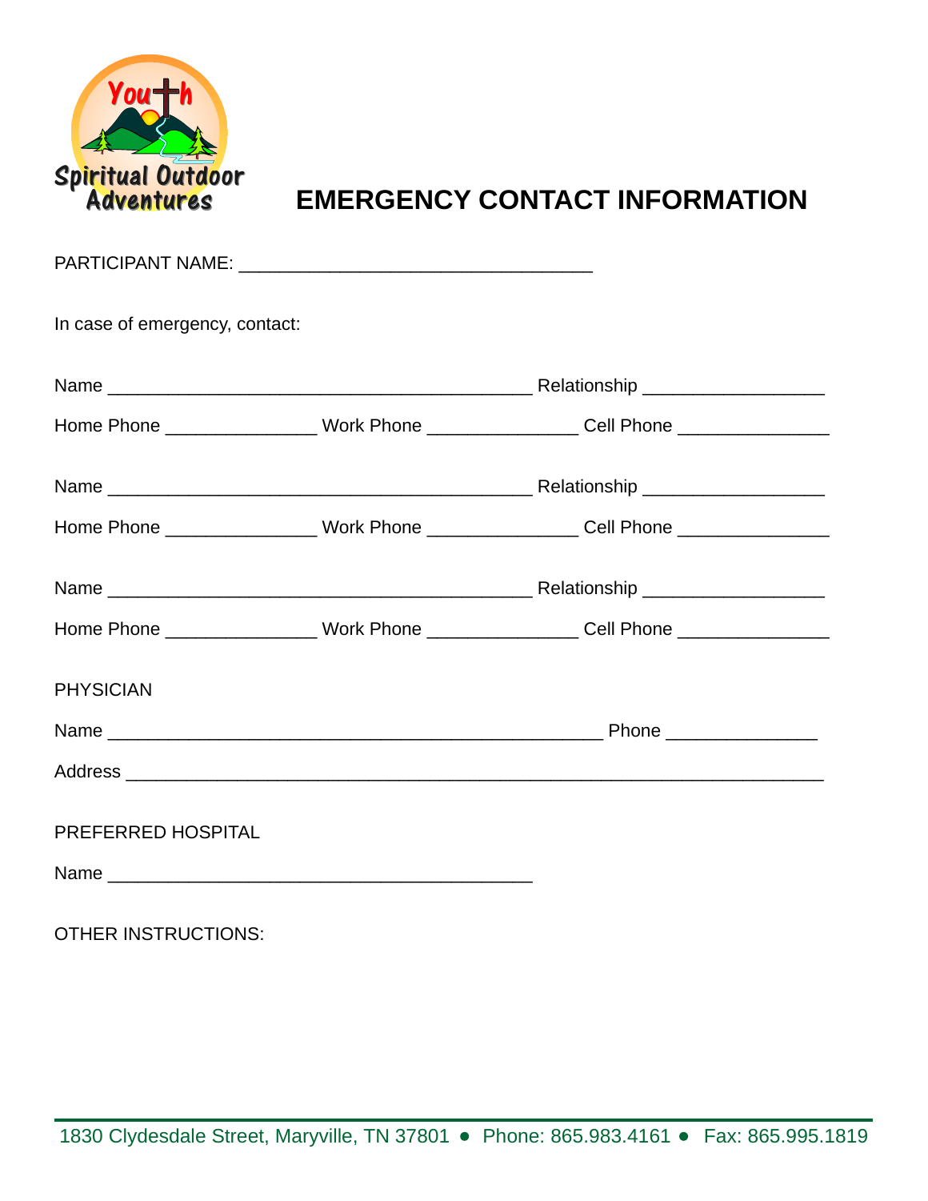Youth Spiritual Outdoor Adventures

# EMERGENCY CONTACT INFORMATION

PARTICIPANT NAME: ___________________________________

In case of emergency, contact:

Name __________________________________________ Relationship __________________

Home Phone _______________ Work Phone _______________ Cell Phone _______________

Name __________________________________________ Relationship __________________

Home Phone _______________ Work Phone _______________ Cell Phone _______________

Name __________________________________________ Relationship __________________

Home Phone _______________ Work Phone _______________ Cell Phone _______________

PHYSICIAN

Name __________________________________________________ Phone _______________

Address ______________________________________________________________________

PREFERRED HOSPITAL

Name __________________________________________

OTHER INSTRUCTIONS:

1830 Clydesdale Street, Maryville, TN 37801 • Phone: 865.983.4161 • Fax: 865.995.1819